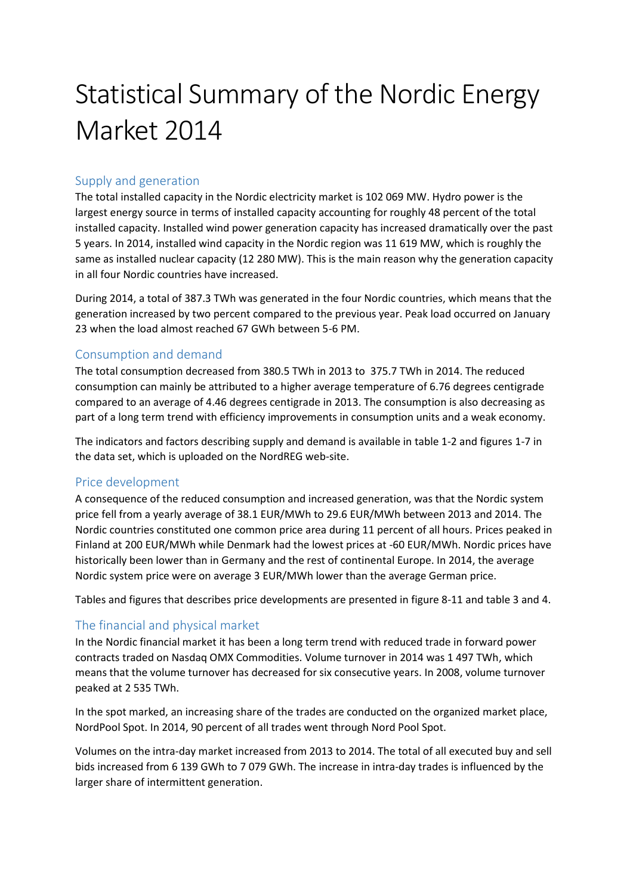# Statistical Summary of the Nordic Energy Market 2014

## Supply and generation

The total installed capacity in the Nordic electricity market is 102 069 MW. Hydro power is the largest energy source in terms of installed capacity accounting for roughly 48 percent of the total installed capacity. Installed wind power generation capacity has increased dramatically over the past 5 years. In 2014, installed wind capacity in the Nordic region was 11 619 MW, which is roughly the same as installed nuclear capacity (12 280 MW). This is the main reason why the generation capacity in all four Nordic countries have increased.

During 2014, a total of 387.3 TWh was generated in the four Nordic countries, which means that the generation increased by two percent compared to the previous year. Peak load occurred on January 23 when the load almost reached 67 GWh between 5-6 PM.

## Consumption and demand

The total consumption decreased from 380.5 TWh in 2013 to 375.7 TWh in 2014. The reduced consumption can mainly be attributed to a higher average temperature of 6.76 degrees centigrade compared to an average of 4.46 degrees centigrade in 2013. The consumption is also decreasing as part of a long term trend with efficiency improvements in consumption units and a weak economy.

The indicators and factors describing supply and demand is available in table 1-2 and figures 1-7 in the data set, which is uploaded on the NordREG web-site.

## Price development

A consequence of the reduced consumption and increased generation, was that the Nordic system price fell from a yearly average of 38.1 EUR/MWh to 29.6 EUR/MWh between 2013 and 2014. The Nordic countries constituted one common price area during 11 percent of all hours. Prices peaked in Finland at 200 EUR/MWh while Denmark had the lowest prices at -60 EUR/MWh. Nordic prices have historically been lower than in Germany and the rest of continental Europe. In 2014, the average Nordic system price were on average 3 EUR/MWh lower than the average German price.

Tables and figures that describes price developments are presented in figure 8-11 and table 3 and 4.

## The financial and physical market

In the Nordic financial market it has been a long term trend with reduced trade in forward power contracts traded on Nasdaq OMX Commodities. Volume turnover in 2014 was 1 497 TWh, which means that the volume turnover has decreased for six consecutive years. In 2008, volume turnover peaked at 2 535 TWh.

In the spot marked, an increasing share of the trades are conducted on the organized market place, NordPool Spot. In 2014, 90 percent of all trades went through Nord Pool Spot.

Volumes on the intra-day market increased from 2013 to 2014. The total of all executed buy and sell bids increased from 6 139 GWh to 7 079 GWh. The increase in intra-day trades is influenced by the larger share of intermittent generation.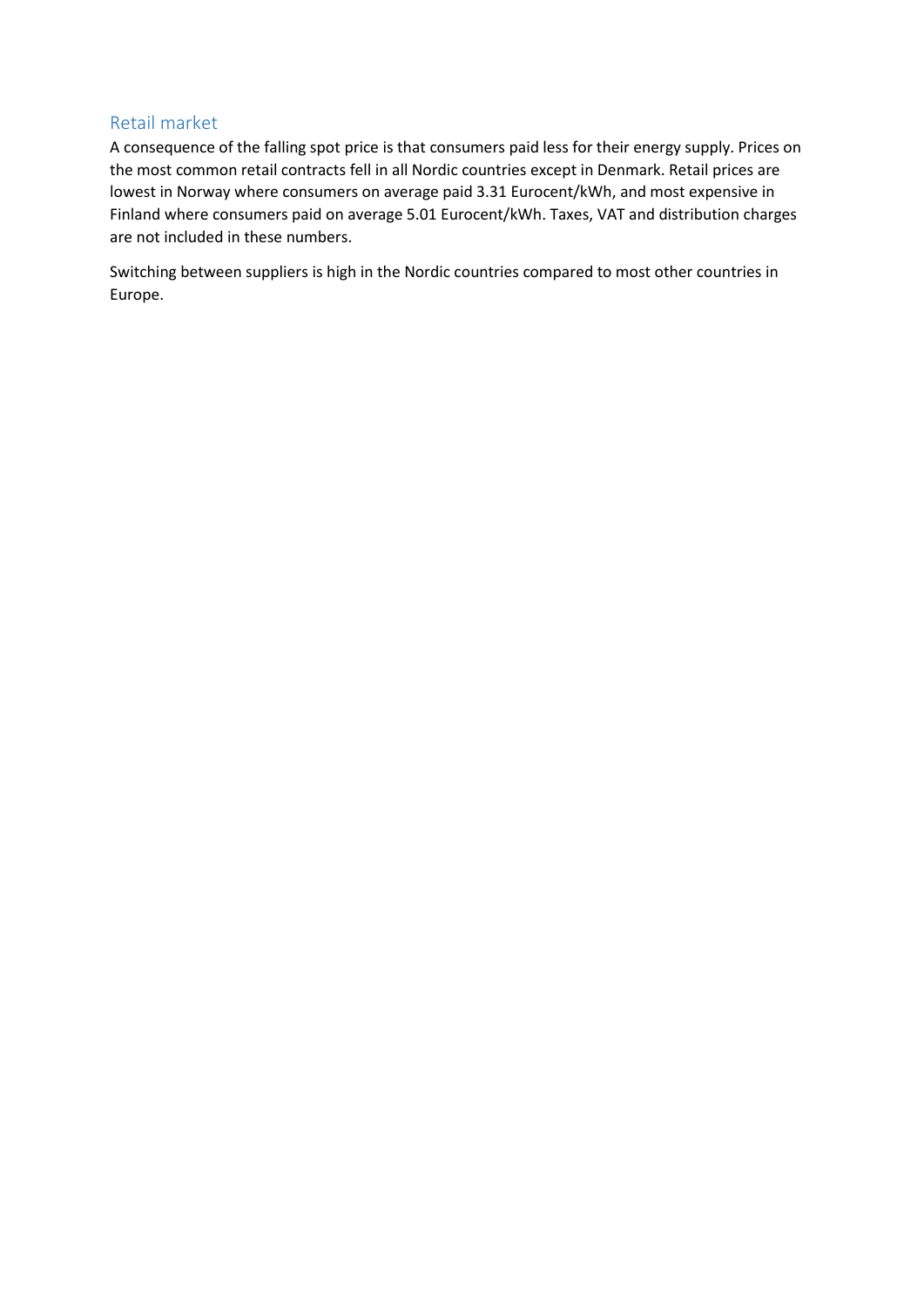## Retail market

A consequence of the falling spot price is that consumers paid less for their energy supply. Prices on the most common retail contracts fell in all Nordic countries except in Denmark. Retail prices are lowest in Norway where consumers on average paid 3.31 Eurocent/kWh, and most expensive in Finland where consumers paid on average 5.01 Eurocent/kWh. Taxes, VAT and distribution charges are not included in these numbers.

Switching between suppliers is high in the Nordic countries compared to most other countries in Europe.